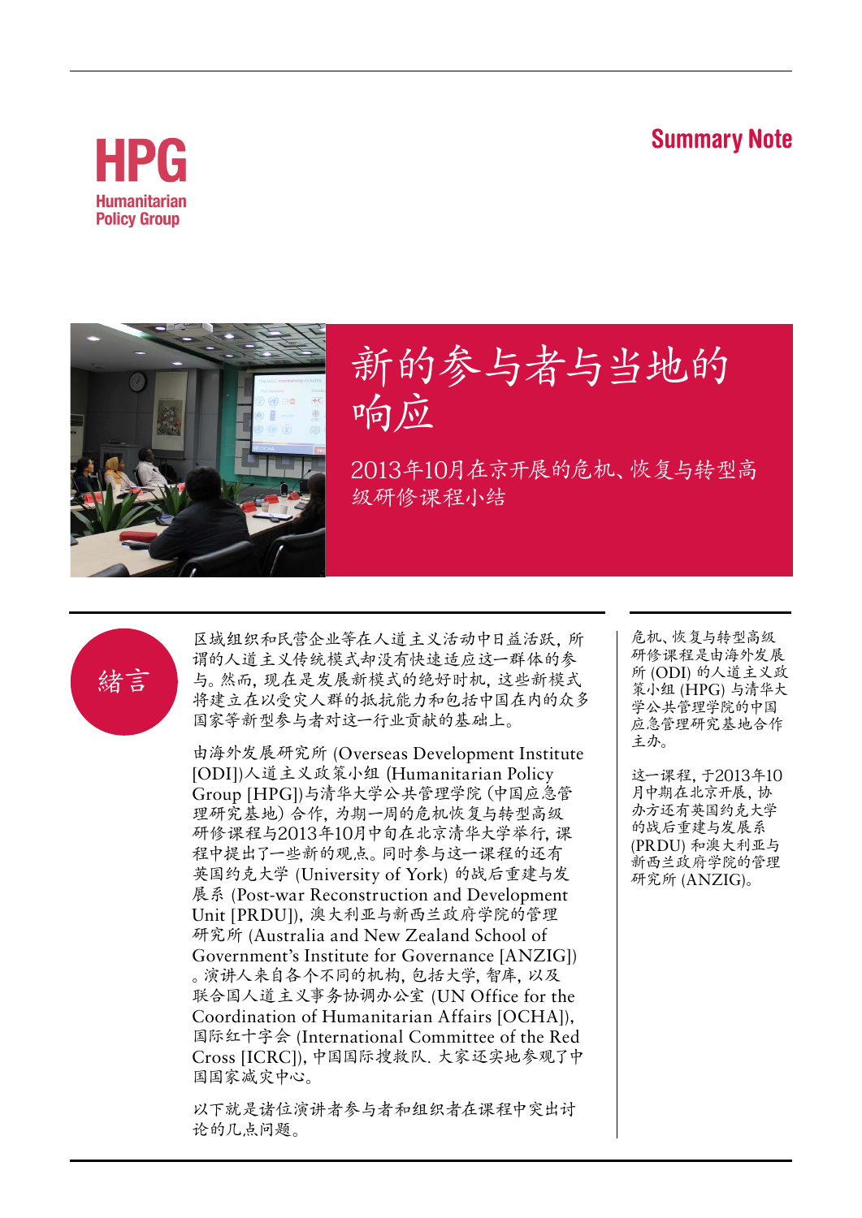HPG
Humanitarian Policy Group

Summary Note

# 新的参与者与当地的响应

## 2013年10月在京开展的危机、恢复与转型高级研修课程小结

## 绪言

区域组织和民营企业等在人道主义活动中日益活跃，所谓的人道主义传统模式却没有快速适应这一群体的参与。然而，现在是发展新模式的绝好时机，这些新模式将建立在以受灾人群的抵抗能力和包括中国在内的众多国家等新型参与者对这一行业贡献的基础上。

由海外发展研究所 (Overseas Development Institute [ODI])人道主义政策小组 (Humanitarian Policy Group [HPG])与清华大学公共管理学院 (中国应急管理研究基地) 合作，为期一周的危机恢复与转型高级研修课程与2013年10月中旬在北京清华大学举行，课程中提出了一些新的观点。同时参与这一课程的还有英国约克大学 (University of York) 的战后重建与发展系 (Post-war Reconstruction and Development Unit [PRDU])，澳大利亚与新西兰政府学院的管理研究所 (Australia and New Zealand School of Government's Institute for Governance [ANZIG]) 。演讲人来自各个不同的机构，包括大学，智库，以及联合国人道主义事务协调办公室 (UN Office for the Coordination of Humanitarian Affairs [OCHA])，国际红十字会 (International Committee of the Red Cross [ICRC])，中国国际搜救队. 大家还实地参观了中国国家减灾中心。

以下就是诸位演讲者参与者和组织者在课程中突出讨论的几点问题。

危机、恢复与转型高级研修课程是由海外发展所 (ODI) 的人道主义政策小组 (HPG) 与清华大学公共管理学院的中国应急管理研究基地合作主办。

这一课程，于2013年10月中期在北京开展，协办方还有英国约克大学的战后重建与发展系 (PRDU) 和澳大利亚与新西兰政府学院的管理研究所 (ANZIG)。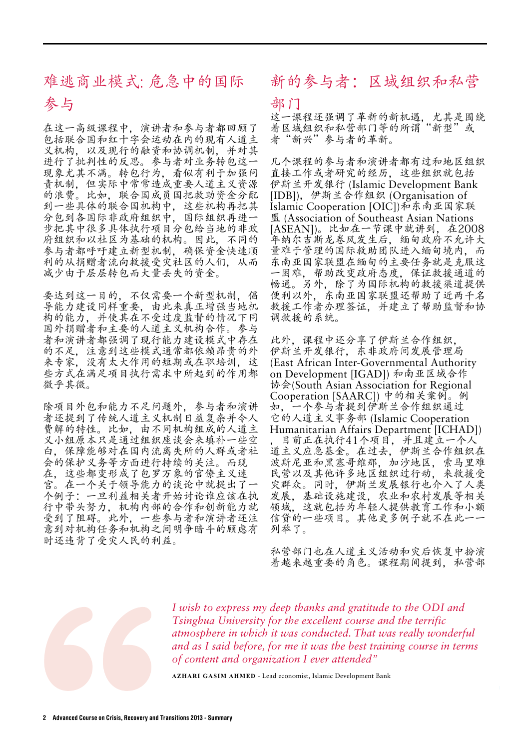## 难逃商业模式: 危急中的国际参与

在这一高级课程中，演讲者和参与者都回顾了包括联合国和红十字会运动在内的现有人道主义机构，以及现行的融资和协调机制，并对其进行了批判性的反思。参与者对业务转包这一现象尤其不满。转包行为，看似有利于加强问责机制，但实际中常常造成重要人道主义资源的浪费。比如，联合国成员国把救助资金分配到一些具体的联合国机构中，这些机构再把其分包到各国际非政府组织中，国际组织再进一步把其中很多具体执行项目分包给当地的非政府组织和以社区为基础的机构。因此，不同的参与者都呼吁建立新型机制，确保资金快速顺利的从捐赠者流向救援受灾社区的人们，从而减少由于层层转包而大量丢失的资金。

要达到这一目的，不仅需要一个新型机制，倡导能力建设同样重要，由此来真正增强当地机构的能力，并使其在不受过度监督的情况下同国外捐赠者和主要的人道主义机构合作。参与者和演讲者都强调了现行能力建设模式中存在的不足，注意到这些模式通常都依赖昂贵的外来专家，没有太大作用的短期或在职培训，这些方式在满足项目执行需求中所起到的作用都微乎其微。

除项目外包和能力不足问题外，参与者和演讲者还提到了传统人道主义机制日益复杂并令人费解的特性。比如，由不同机构组成的人道主义小组原本只是通过组织座谈会来填补一些空白，保障能够对在国内流离失所的人群或者社会的保护义务等方面进行持续的关注。而现在，这些都变形成了包罗万象的官僚主义迷宫。在一个关于领导能力的谈论中就提出了一个例子：一旦利益相关者开始讨论谁应该在执行中带头努力，机构内部的合作和创新能力就受到了阻碍。此外，一些参与者和演讲者还注意到对机构任务和机构之间明争暗斗的顾虑有时还违背了受灾人民的利益。

## 新的参与者：区域组织和私营部门

这一课程还强调了革新的新机遇，尤其是围绕着区域组织和私营部门等的所谓“新型”或者“新兴”参与者的革新。

几个课程的参与者和演讲者都有过和地区组织直接工作或者研究的经历，这些组织就包括伊斯兰开发银行 (Islamic Development Bank [IDB])，伊斯兰合作组织 (Organisation of Islamic Cooperation [OIC])和东南亚国家联盟 (Association of Southeast Asian Nations [ASEAN])。比如在一节课中就讲到，在2008年纳尔吉斯龙卷风发生后，缅甸政府不允许大量难于管理的国际救助团队进入缅甸境内，而东南亚国家联盟在缅甸的主要任务就是克服这一困难，帮助改变政府态度，保证救援通道的畅通。另外，除了为国际机构的救援渠道提供便利以外，东南亚国家联盟还帮助了近两千名救援工作者办理签证，并建立了帮助监督和协调救援的系统。

此外，课程中还分享了伊斯兰合作组织，伊斯兰开发银行，东非政府间发展管理局 (East African Inter-Governmental Authority on Development [IGAD]) 和南亚区域合作协会(South Asian Association for Regional Cooperation [SAARC]) 中的相关案例。例如，一个参与者提到伊斯兰合作组织通过它的人道主义事务部 (Islamic Cooperation Humanitarian Affairs Department [ICHAD])，目前正在执行41个项目，并且建立一个人道主义应急基金。在过去，伊斯兰合作组织在波斯尼亚和黑塞哥维那，加沙地区，索马里难民营以及其他许多地区组织过行动，来救援受灾群众。同时，伊斯兰发展银行也介入了人类发展，基础设施建设，农业和农村发展等相关领域，这就包括为年轻人提供教育工作和小额信贷的一些项目。其他更多例子就不在此一一列举了。

私营部门也在人道主义活动和灾后恢复中扮演着越来越重要的角色。课程期间提到，私营部

> *I wish to express my deep thanks and gratitude to the ODI and Tsinghua University for the excellent course and the terrific atmosphere in which it was conducted. That was really wonderful and as I said before, for me it was the best training course in terms of content and organization I ever attended"*
>
> **AZHARI GASIM AHMED** - Lead economist, Islamic Development Bank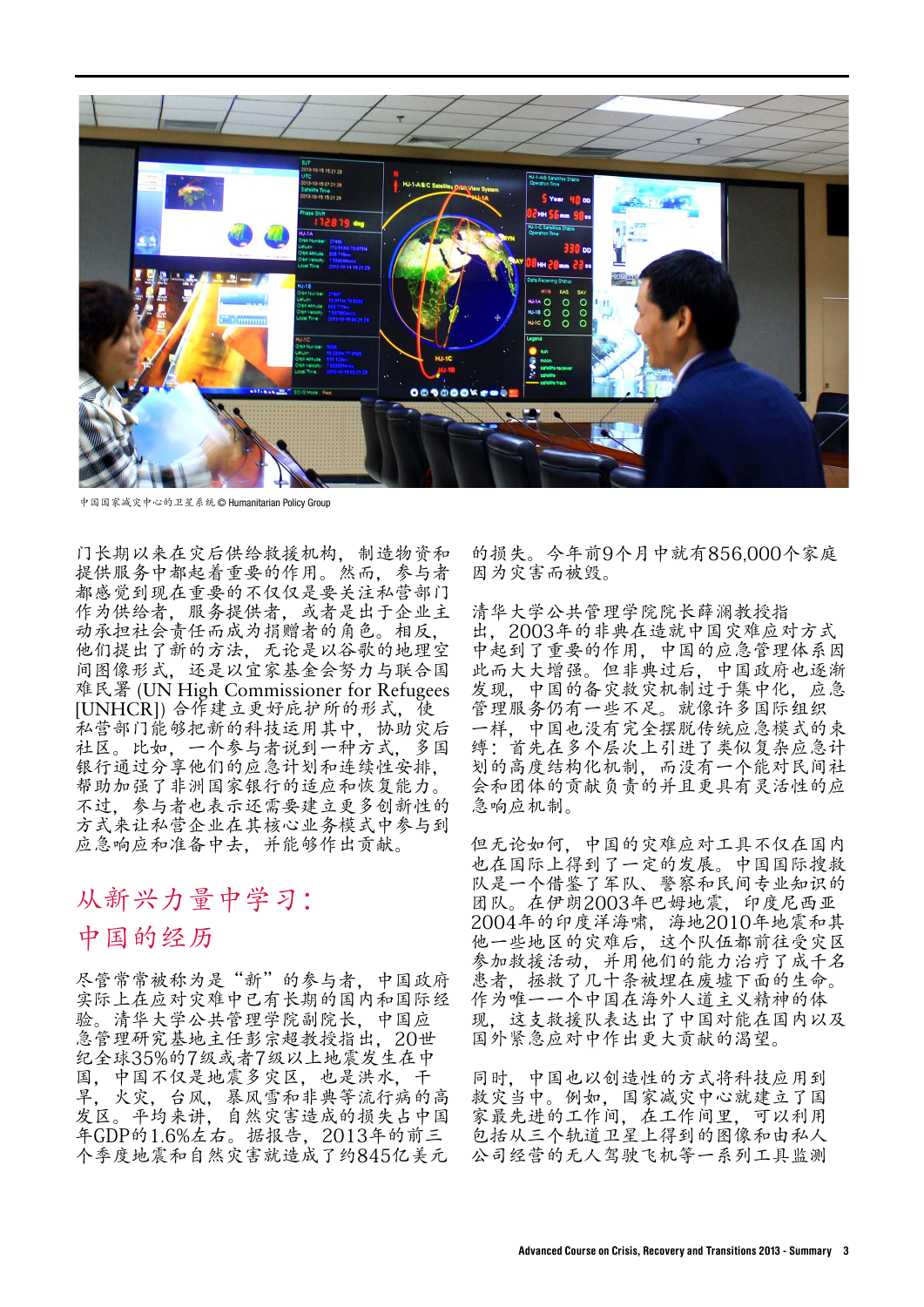中国国家减灾中心的卫星系统 © Humanitarian Policy Group

门长期以来在灾后供给救援机构，制造物资和提供服务中都起着重要的作用。然而，参与者都感觉到现在重要的不仅仅是要关注私营部门作为供给者，服务提供者，或者是出于企业主动承担社会责任而成为捐赠者的角色。相反，他们提出了新的方法，无论是以谷歌的地理空间图像形式，还是以宜家基金会努力与联合国难民署 (UN High Commissioner for Refugees [UNHCR]) 合作建立更好庇护所的形式，使私营部门能够把新的科技运用其中，协助灾后社区。比如，一个参与者说到一种方式，多国银行通过分享他们的应急计划和连续性安排，帮助加强了非洲国家银行的适应和恢复能力。不过，参与者也表示还需要建立更多创新性的方式来让私营企业在其核心业务模式中参与到应急响应和准备中去，并能够作出贡献。

## 从新兴力量中学习：中国的经历

尽管常常被称为是“新”的参与者，中国政府实际上在应对灾难中已有长期的国内和国际经验。清华大学公共管理学院副院长，中国应急管理研究基地主任彭宗超教授指出，20世纪全球35%的7级或者7级以上地震发生在中国，中国不仅是地震多灾区，也是洪水，干旱，火灾，台风，暴风雪和非典等流行病的高发区。平均来讲，自然灾害造成的损失占中国年GDP的1.6%左右。据报告，2013年的前三个季度地震和自然灾害就造成了约845亿美元的损失。今年前9个月中就有856,000个家庭因为灾害而被毁。

清华大学公共管理学院院长薛澜教授指出，2003年的非典在造就中国灾难应对方式中起到了重要的作用，中国的应急管理体系因此而大大增强。但非典过后，中国政府也逐渐发现，中国的备灾救灾机制过于集中化，应急管理服务仍有一些不足。就像许多国际组织一样，中国也没有完全摆脱传统应急模式的束缚：首先在多个层次上引进了类似复杂应急计划的高度结构化机制，而没有一个能对民间社会和团体的贡献负责的并且更具有灵活性的应急响应机制。

但无论如何，中国的灾难应对工具不仅在国内也在国际上得到了一定的发展。中国国际搜救队是一个借鉴了军队、警察和民间专业知识的团队。在伊朗2003年巴姆地震，印度尼西亚2004年的印度洋海啸，海地2010年地震和其他一些地区的灾难后，这个队伍都前往受灾区参加救援活动，并用他们的能力治疗了成千名患者，拯救了几十条被埋在废墟下面的生命。作为唯一一个中国在海外人道主义精神的体现，这支救援队表达出了中国对能在国内以及国外紧急应对中作出更大贡献的渴望。

同时，中国也以创造性的方式将科技应用到救灾当中。例如，国家减灾中心就建立了国家最先进的工作间，在工作间里，可以利用包括从三个轨道卫星上得到的图像和由私人公司经营的无人驾驶飞机等一系列工具监测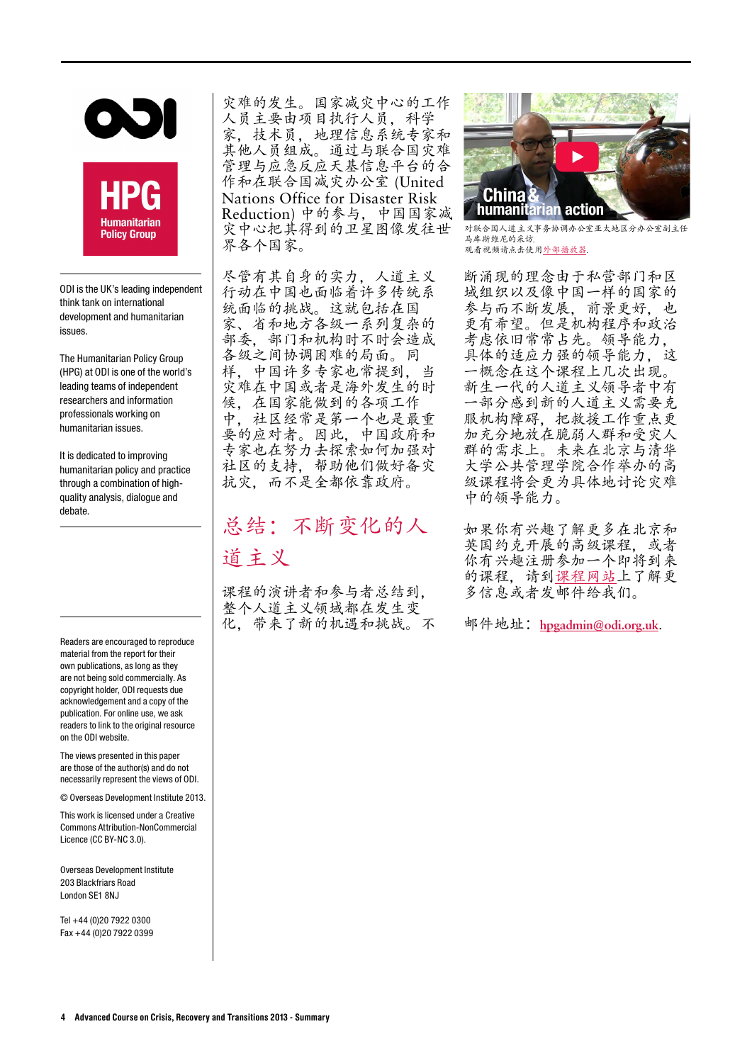灾难的发生。国家减灾中心的工作人员主要由项目执行人员，科学家，技术员，地理信息系统专家和其他人员组成。通过与联合国灾难管理与应急反应天基信息平台的合作和在联合国减灾办公室 (United Nations Office for Disaster Risk Reduction) 中的参与，中国国家减灾中心把其得到的卫星图像发往世界各个国家。

尽管有其自身的实力，人道主义行动在中国也面临着许多传统系统面临的挑战。这包括在国家、省和地方各级一系列复杂的部委，部门和机构时不时会造成各级之间协调困难的局面。同样，中国许多专家也常提到，当灾难在中国或者是海外发生的时候，在国家能做到的各项工作中，社区经常是第一个也是最重要的应对者。因此，中国政府和专家也在努力去探索如何加强对社区的支持，帮助他们做好备灾抗灾，而不是全都依靠政府。

## 总结：不断变化的人道主义

课程的演讲者和参与者总结到，整个人道主义领域都在发生变化，带来了新的机遇和挑战。不断涌现的理念由于私营部门和区域组织以及像中国一样的国家的参与而不断发展，前景更好，也更有希望。但是机构程序和政治考虑依旧常常占先。领导能力，具体的适应力强的领导能力，这一概念在这个课程上几次出现。新生一代的人道主义领导者中有一部分感到新的人道主义需要克服机构障碍，把救援工作重点更加充分地放在脆弱人群和受灾人群的需求上。未来在北京与清华大学公共管理学院合作举办的高级课程将会更为具体地讨论灾难中的领导能力。

China & humanitarian action

对联合国人道主义事务协调办公室亚太地区分办公室副主任马库斯维尼的采访.
观看视频请点击使用外部播放器.

如果你有兴趣了解更多在北京和英国约克开展的高级课程，或者你有兴趣注册参加一个即将到来的课程，请到课程网站上了解更多信息或者发邮件给我们。

邮件地址：**hpgadmin@odi.org.uk**.

---

ODI

HPG Humanitarian Policy Group

ODI is the UK's leading independent think tank on international development and humanitarian issues.

The Humanitarian Policy Group (HPG) at ODI is one of the world's leading teams of independent researchers and information professionals working on humanitarian issues.

It is dedicated to improving humanitarian policy and practice through a combination of high-quality analysis, dialogue and debate.

Readers are encouraged to reproduce material from the report for their own publications, as long as they are not being sold commercially. As copyright holder, ODI requests due acknowledgement and a copy of the publication. For online use, we ask readers to link to the original resource on the ODI website.

The views presented in this paper are those of the author(s) and do not necessarily represent the views of ODI.

© Overseas Development Institute 2013.

This work is licensed under a Creative Commons Attribution-NonCommercial Licence (CC BY-NC 3.0).

Overseas Development Institute
203 Blackfriars Road
London SE1 8NJ

Tel +44 (0)20 7922 0300
Fax +44 (0)20 7922 0399